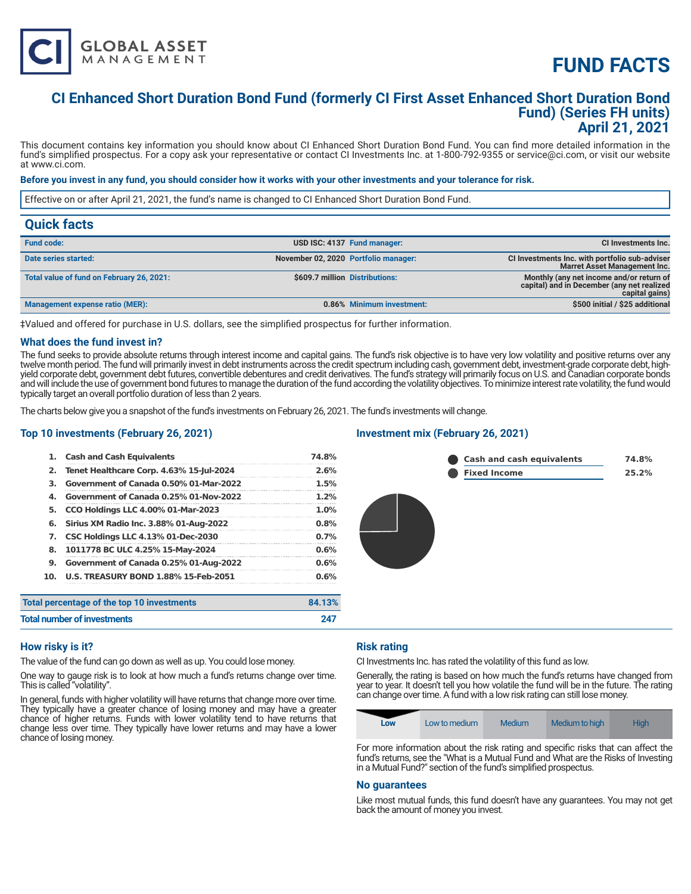# FUND FACTS

## CI Enhanced Short Duration Bond Fund (formerly CI First Asset Enhanced Short Duration Bond Fund) (Series FH units)
## April 21, 2021

This document contains key information you should know about CI Enhanced Short Duration Bond Fund. You can find more detailed information in the fund's simplified prospectus. For a copy ask your representative or contact CI Investments Inc. at 1-800-792-9355 or service@ci.com, or visit our website at www.ci.com.

**Before you invest in any fund, you should consider how it works with your other investments and your tolerance for risk.**

Effective on or after April 21, 2021, the fund's name is changed to CI Enhanced Short Duration Bond Fund.

## Quick facts

| | | | |
|---|---|---|---|
| **Fund code:** | USD ISC: 4137 | **Fund manager:** | CI Investments Inc. |
| **Date series started:** | November 02, 2020 | **Portfolio manager:** | CI Investments Inc. with portfolio sub-adviser Marret Asset Management Inc. |
| **Total value of fund on February 26, 2021:** | $609.7 million | **Distributions:** | Monthly (any net income and/or return of capital) and in December (any net realized capital gains) |
| **Management expense ratio (MER):** | 0.86% | **Minimum investment:** | $500 initial / $25 additional |

‡Valued and offered for purchase in U.S. dollars, see the simplified prospectus for further information.

### What does the fund invest in?

The fund seeks to provide absolute returns through interest income and capital gains. The fund's risk objective is to have very low volatility and positive returns over any twelve month period. The fund will primarily invest in debt instruments across the credit spectrum including cash, government debt, investment-grade corporate debt, high-yield corporate debt, government debt futures, convertible debentures and credit derivatives. The fund's strategy will primarily focus on U.S. and Canadian corporate bonds and will include the use of government bond futures to manage the duration of the fund according the volatility objectives. To minimize interest rate volatility, the fund would typically target an overall portfolio duration of less than 2 years.

The charts below give you a snapshot of the fund's investments on February 26, 2021. The fund's investments will change.

### Top 10 investments (February 26, 2021)

| | | |
|---|---|---|
| 1. | Cash and Cash Equivalents | 74.8% |
| 2. | Tenet Healthcare Corp. 4.63% 15-Jul-2024 | 2.6% |
| 3. | Government of Canada 0.50% 01-Mar-2022 | 1.5% |
| 4. | Government of Canada 0.25% 01-Nov-2022 | 1.2% |
| 5. | CCO Holdings LLC 4.00% 01-Mar-2023 | 1.0% |
| 6. | Sirius XM Radio Inc. 3.88% 01-Aug-2022 | 0.8% |
| 7. | CSC Holdings LLC 4.13% 01-Dec-2030 | 0.7% |
| 8. | 1011778 BC ULC 4.25% 15-May-2024 | 0.6% |
| 9. | Government of Canada 0.25% 01-Aug-2022 | 0.6% |
| 10. | U.S. TREASURY BOND 1.88% 15-Feb-2051 | 0.6% |

| | |
|---|---|
| **Total percentage of the top 10 investments** | 84.13% |
| **Total number of investments** | 247 |

### Investment mix (February 26, 2021)

| | |
|---|---|
| Cash and cash equivalents | 74.8% |
| Fixed Income | 25.2% |

### How risky is it?

The value of the fund can go down as well as up. You could lose money.

One way to gauge risk is to look at how much a fund's returns change over time. This is called "volatility".

In general, funds with higher volatility will have returns that change more over time. They typically have a greater chance of losing money and may have a greater chance of higher returns. Funds with lower volatility tend to have returns that change less over time. They typically have lower returns and may have a lower chance of losing money.

### Risk rating

CI Investments Inc. has rated the volatility of this fund as low.

Generally, the rating is based on how much the fund's returns have changed from year to year. It doesn't tell you how volatile the fund will be in the future. The rating can change over time. A fund with a low risk rating can still lose money.

| **Low** | Low to medium | Medium | Medium to high | High |
|---|---|---|---|---|

For more information about the risk rating and specific risks that can affect the fund's returns, see the "What is a Mutual Fund and What are the Risks of Investing in a Mutual Fund?" section of the fund's simplified prospectus.

### No guarantees

Like most mutual funds, this fund doesn't have any guarantees. You may not get back the amount of money you invest.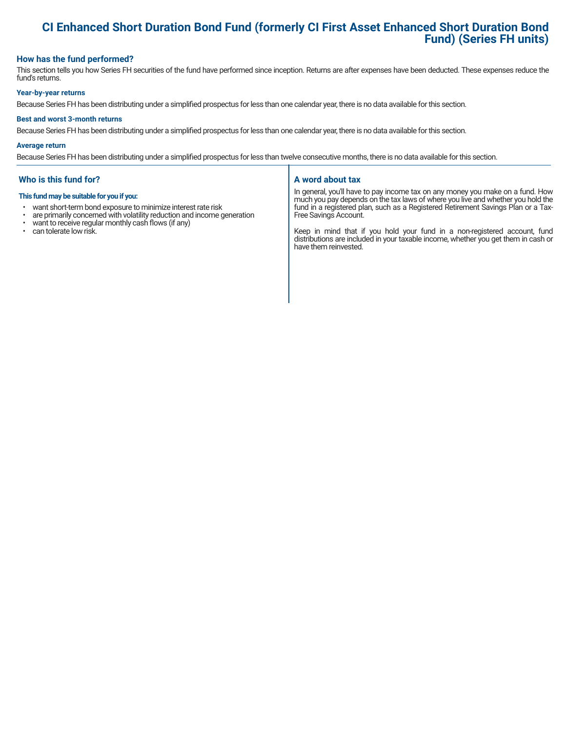# CI Enhanced Short Duration Bond Fund (formerly CI First Asset Enhanced Short Duration Bond Fund) (Series FH units)

## How has the fund performed?

This section tells you how Series FH securities of the fund have performed since inception. Returns are after expenses have been deducted. These expenses reduce the fund's returns.

### Year-by-year returns

Because Series FH has been distributing under a simplified prospectus for less than one calendar year, there is no data available for this section.

### Best and worst 3-month returns

Because Series FH has been distributing under a simplified prospectus for less than one calendar year, there is no data available for this section.

### Average return

Because Series FH has been distributing under a simplified prospectus for less than twelve consecutive months, there is no data available for this section.

## Who is this fund for?

**This fund may be suitable for you if you:**

- want short-term bond exposure to minimize interest rate risk
- are primarily concerned with volatility reduction and income generation
- want to receive regular monthly cash flows (if any)
- can tolerate low risk.

## A word about tax

In general, you'll have to pay income tax on any money you make on a fund. How much you pay depends on the tax laws of where you live and whether you hold the fund in a registered plan, such as a Registered Retirement Savings Plan or a Tax-Free Savings Account.

Keep in mind that if you hold your fund in a non-registered account, fund distributions are included in your taxable income, whether you get them in cash or have them reinvested.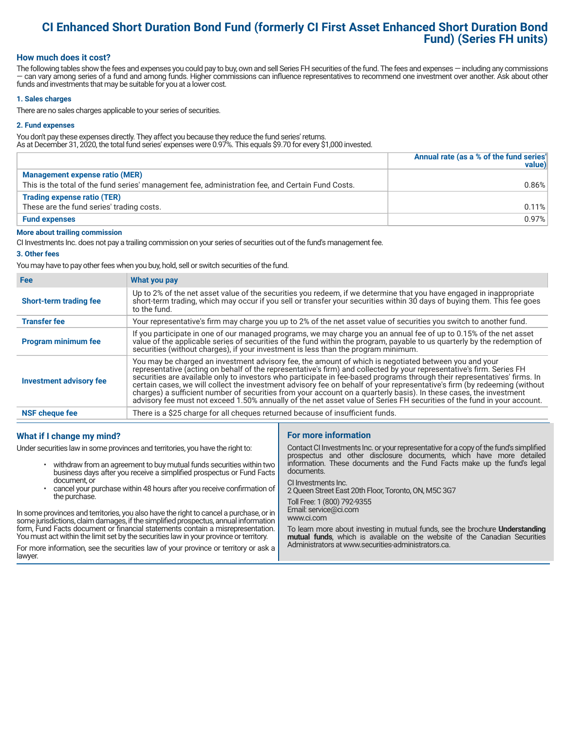# CI Enhanced Short Duration Bond Fund (formerly CI First Asset Enhanced Short Duration Bond Fund) (Series FH units)

## How much does it cost?

The following tables show the fees and expenses you could pay to buy, own and sell Series FH securities of the fund. The fees and expenses — including any commissions — can vary among series of a fund and among funds. Higher commissions can influence representatives to recommend one investment over another. Ask about other funds and investments that may be suitable for you at a lower cost.

### 1. Sales charges

There are no sales charges applicable to your series of securities.

### 2. Fund expenses

You don't pay these expenses directly. They affect you because they reduce the fund series' returns.
As at December 31, 2020, the total fund series' expenses were 0.97%. This equals $9.70 for every $1,000 invested.

| | Annual rate (as a % of the fund series' value) |
|---|---|
| **Management expense ratio (MER)**<br>This is the total of the fund series' management fee, administration fee, and Certain Fund Costs. | 0.86% |
| **Trading expense ratio (TER)**<br>These are the fund series' trading costs. | 0.11% |
| **Fund expenses** | 0.97% |

#### More about trailing commission

CI Investments Inc. does not pay a trailing commission on your series of securities out of the fund's management fee.

### 3. Other fees

You may have to pay other fees when you buy, hold, sell or switch securities of the fund.

| Fee | What you pay |
|---|---|
| **Short-term trading fee** | Up to 2% of the net asset value of the securities you redeem, if we determine that you have engaged in inappropriate short-term trading, which may occur if you sell or transfer your securities within 30 days of buying them. This fee goes to the fund. |
| **Transfer fee** | Your representative's firm may charge you up to 2% of the net asset value of securities you switch to another fund. |
| **Program minimum fee** | If you participate in one of our managed programs, we may charge you an annual fee of up to 0.15% of the net asset value of the applicable series of securities of the fund within the program, payable to us quarterly by the redemption of securities (without charges), if your investment is less than the program minimum. |
| **Investment advisory fee** | You may be charged an investment advisory fee, the amount of which is negotiated between you and your representative (acting on behalf of the representative's firm) and collected by your representative's firm. Series FH securities are available only to investors who participate in fee-based programs through their representatives' firms. In certain cases, we will collect the investment advisory fee on behalf of your representative's firm (by redeeming (without charges) a sufficient number of securities from your account on a quarterly basis). In these cases, the investment advisory fee must not exceed 1.50% annually of the net asset value of Series FH securities of the fund in your account. |
| **NSF cheque fee** | There is a $25 charge for all cheques returned because of insufficient funds. |

## What if I change my mind?

Under securities law in some provinces and territories, you have the right to:

- withdraw from an agreement to buy mutual funds securities within two business days after you receive a simplified prospectus or Fund Facts document, or
- cancel your purchase within 48 hours after you receive confirmation of the purchase.

In some provinces and territories, you also have the right to cancel a purchase, or in some jurisdictions, claim damages, if the simplified prospectus, annual information form, Fund Facts document or financial statements contain a misrepresentation. You must act within the limit set by the securities law in your province or territory.

For more information, see the securities law of your province or territory or ask a lawyer.

## For more information

Contact CI Investments Inc. or your representative for a copy of the fund's simplified prospectus and other disclosure documents, which have more detailed information. These documents and the Fund Facts make up the fund's legal documents.

CI Investments Inc.
2 Queen Street East 20th Floor, Toronto, ON, M5C 3G7

Toll Free: 1 (800) 792-9355
Email: service@ci.com
www.ci.com

To learn more about investing in mutual funds, see the brochure **Understanding mutual funds**, which is available on the website of the Canadian Securities Administrators at www.securities-administrators.ca.